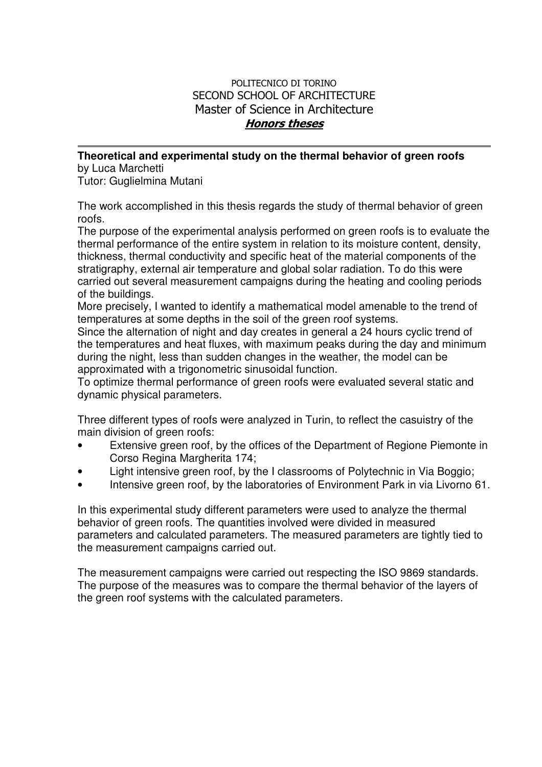POLITECNICO DI TORINO
SECOND SCHOOL OF ARCHITECTURE
Master of Science in Architecture
***Honors theses***

---

**Theoretical and experimental study on the thermal behavior of green roofs**
by Luca Marchetti
Tutor: Guglielmina Mutani

The work accomplished in this thesis regards the study of thermal behavior of green roofs.
The purpose of the experimental analysis performed on green roofs is to evaluate the thermal performance of the entire system in relation to its moisture content, density, thickness, thermal conductivity and specific heat of the material components of the stratigraphy, external air temperature and global solar radiation. To do this were carried out several measurement campaigns during the heating and cooling periods of the buildings.
More precisely, I wanted to identify a mathematical model amenable to the trend of temperatures at some depths in the soil of the green roof systems.
Since the alternation of night and day creates in general a 24 hours cyclic trend of the temperatures and heat fluxes, with maximum peaks during the day and minimum during the night, less than sudden changes in the weather, the model can be approximated with a trigonometric sinusoidal function.
To optimize thermal performance of green roofs were evaluated several static and dynamic physical parameters.

Three different types of roofs were analyzed in Turin, to reflect the casuistry of the main division of green roofs:

- Extensive green roof, by the offices of the Department of Regione Piemonte in Corso Regina Margherita 174;
- Light intensive green roof, by the I classrooms of Polytechnic in Via Boggio;
- Intensive green roof, by the laboratories of Environment Park in via Livorno 61.

In this experimental study different parameters were used to analyze the thermal behavior of green roofs. The quantities involved were divided in measured parameters and calculated parameters. The measured parameters are tightly tied to the measurement campaigns carried out.

The measurement campaigns were carried out respecting the ISO 9869 standards. The purpose of the measures was to compare the thermal behavior of the layers of the green roof systems with the calculated parameters.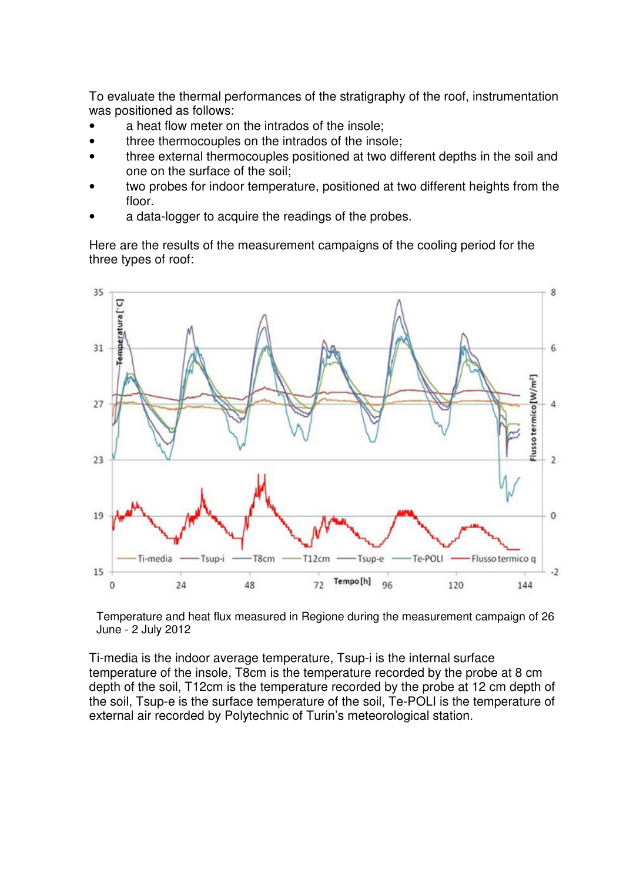To evaluate the thermal performances of the stratigraphy of the roof, instrumentation was positioned as follows:

- a heat flow meter on the intrados of the insole;
- three thermocouples on the intrados of the insole;
- three external thermocouples positioned at two different depths in the soil and one on the surface of the soil;
- two probes for indoor temperature, positioned at two different heights from the floor.
- a data-logger to acquire the readings of the probes.

Here are the results of the measurement campaigns of the cooling period for the three types of roof:

Temperature and heat flux measured in Regione during the measurement campaign of 26 June - 2 July 2012

Ti-media is the indoor average temperature, Tsup-i is the internal surface temperature of the insole, T8cm is the temperature recorded by the probe at 8 cm depth of the soil, T12cm is the temperature recorded by the probe at 12 cm depth of the soil, Tsup-e is the surface temperature of the soil, Te-POLI is the temperature of external air recorded by Polytechnic of Turin's meteorological station.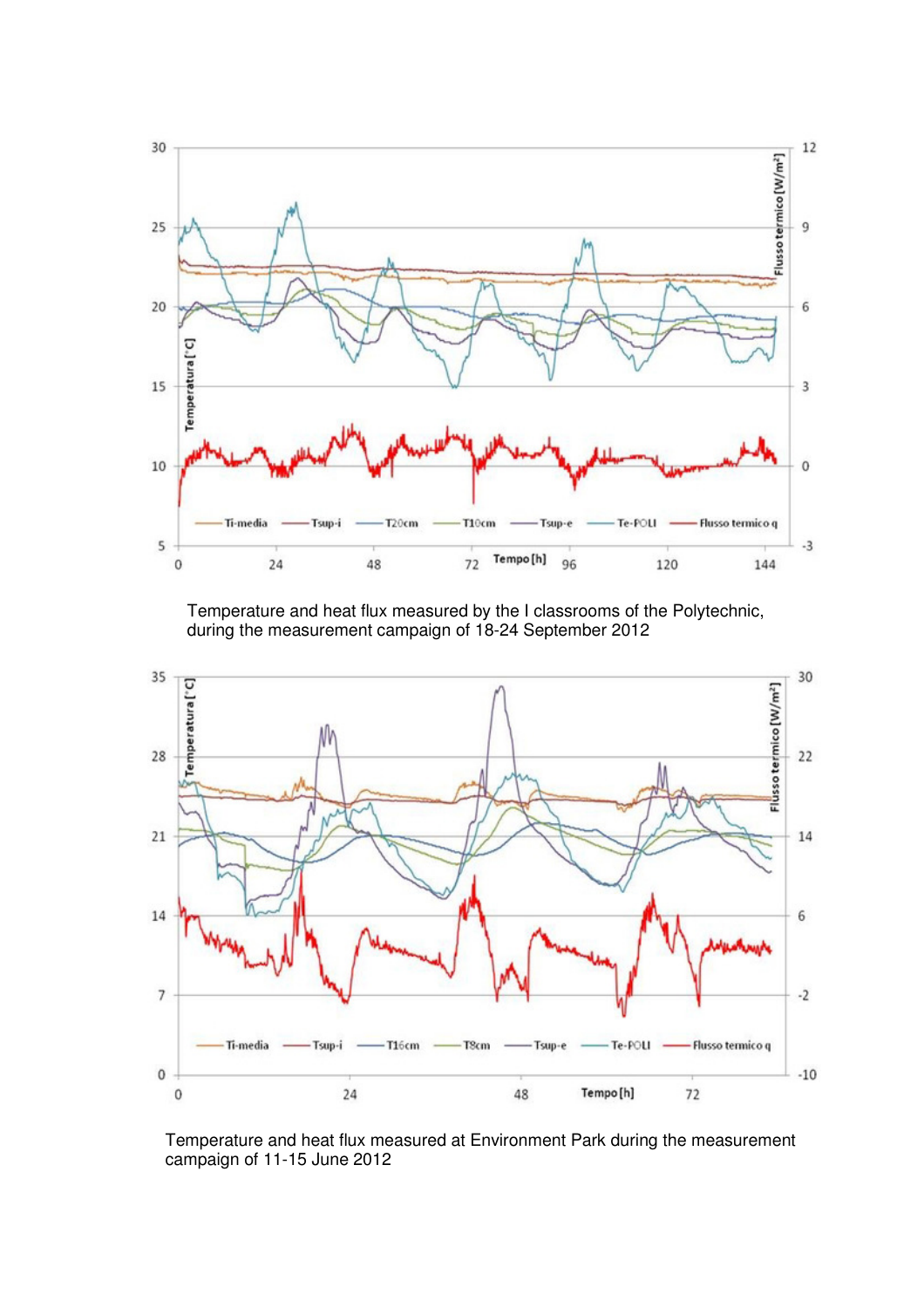Temperature and heat flux measured by the I classrooms of the Polytechnic, during the measurement campaign of 18-24 September 2012

Temperature and heat flux measured at Environment Park during the measurement campaign of 11-15 June 2012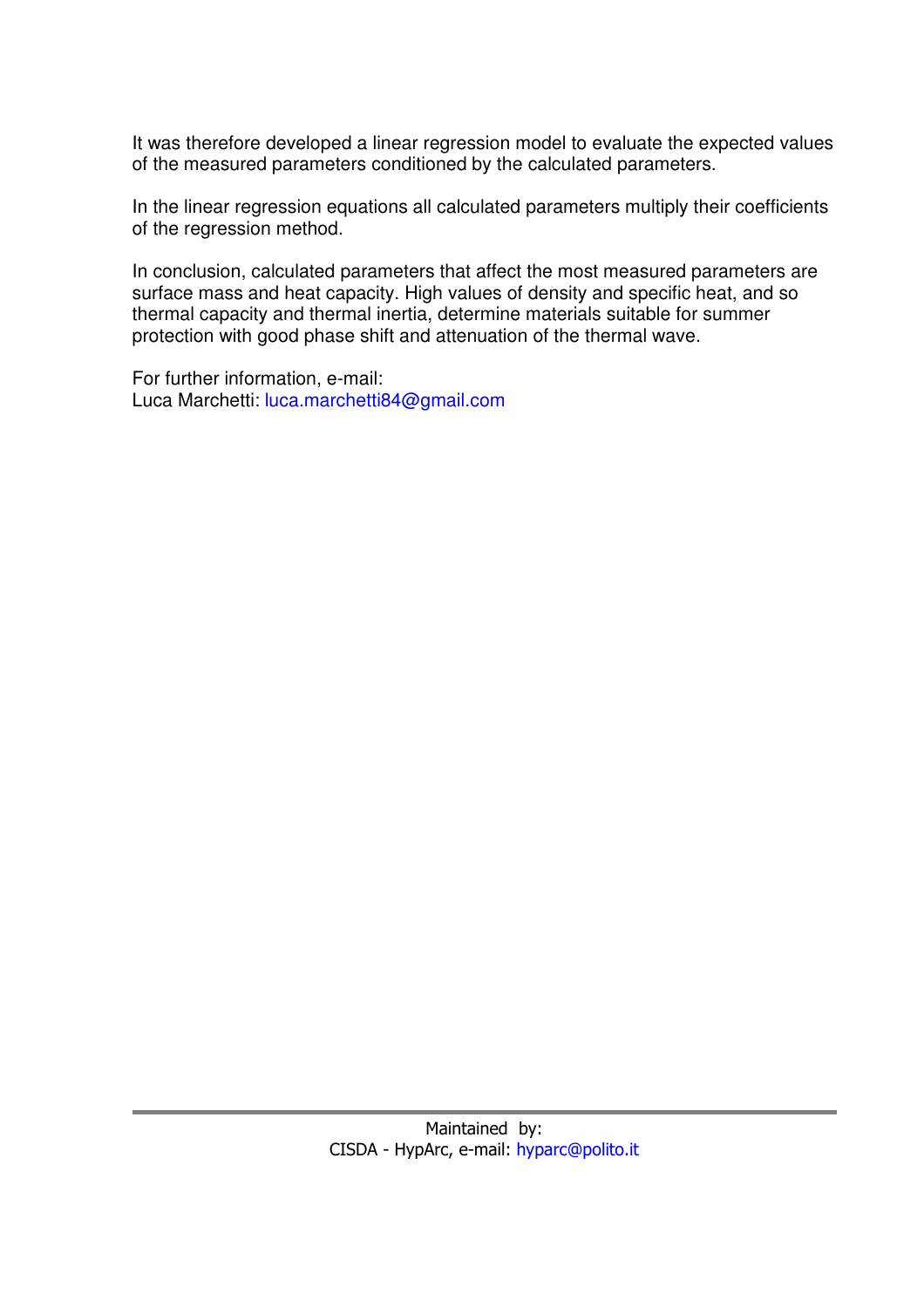It was therefore developed a linear regression model to evaluate the expected values of the measured parameters conditioned by the calculated parameters.

In the linear regression equations all calculated parameters multiply their coefficients of the regression method.

In conclusion, calculated parameters that affect the most measured parameters are surface mass and heat capacity. High values of density and specific heat, and so thermal capacity and thermal inertia, determine materials suitable for summer protection with good phase shift and attenuation of the thermal wave.

For further information, e-mail:
Luca Marchetti: luca.marchetti84@gmail.com

---

Maintained by:
CISDA - HypArc, e-mail: hyparc@polito.it